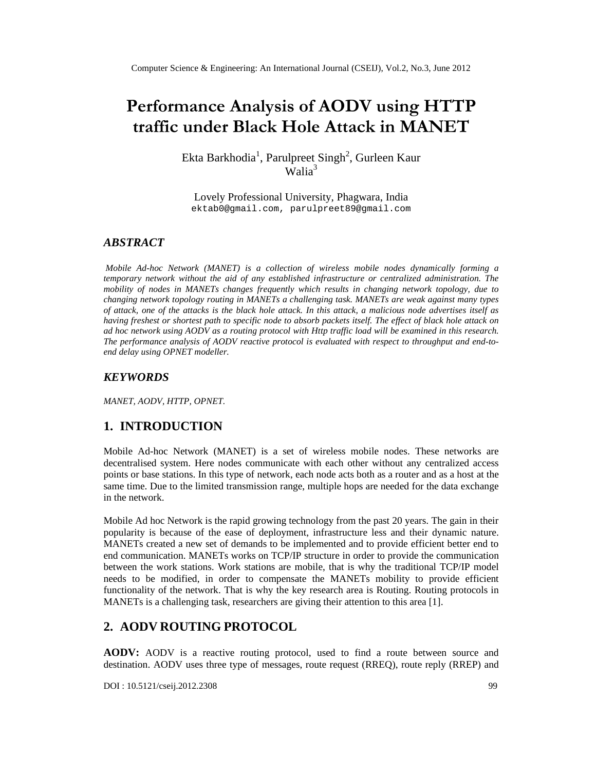# Performance Analysis of AODV using HTTP traffic under Black Hole Attack in MANET

Ekta Barkhodia[1], Parulpreet Singh[2], Gurleen Kaur Walia[3]

Lovely Professional University, Phagwara, India
ektab0@gmail.com, parulpreet89@gmail.com

## *ABSTRACT*

*Mobile Ad-hoc Network (MANET) is a collection of wireless mobile nodes dynamically forming a temporary network without the aid of any established infrastructure or centralized administration. The mobility of nodes in MANETs changes frequently which results in changing network topology, due to changing network topology routing in MANETs a challenging task. MANETs are weak against many types of attack, one of the attacks is the black hole attack. In this attack, a malicious node advertises itself as having freshest or shortest path to specific node to absorb packets itself. The effect of black hole attack on ad hoc network using AODV as a routing protocol with Http traffic load will be examined in this research. The performance analysis of AODV reactive protocol is evaluated with respect to throughput and end-to-end delay using OPNET modeller.*

## *KEYWORDS*

*MANET, AODV, HTTP, OPNET.*

## 1. INTRODUCTION

Mobile Ad-hoc Network (MANET) is a set of wireless mobile nodes. These networks are decentralised system. Here nodes communicate with each other without any centralized access points or base stations. In this type of network, each node acts both as a router and as a host at the same time. Due to the limited transmission range, multiple hops are needed for the data exchange in the network.

Mobile Ad hoc Network is the rapid growing technology from the past 20 years. The gain in their popularity is because of the ease of deployment, infrastructure less and their dynamic nature. MANETs created a new set of demands to be implemented and to provide efficient better end to end communication. MANETs works on TCP/IP structure in order to provide the communication between the work stations. Work stations are mobile, that is why the traditional TCP/IP model needs to be modified, in order to compensate the MANETs mobility to provide efficient functionality of the network. That is why the key research area is Routing. Routing protocols in MANETs is a challenging task, researchers are giving their attention to this area [1].

## 2. AODV ROUTING PROTOCOL

**AODV:** AODV is a reactive routing protocol, used to find a route between source and destination. AODV uses three type of messages, route request (RREQ), route reply (RREP) and

DOI : 10.5121/cseij.2012.2308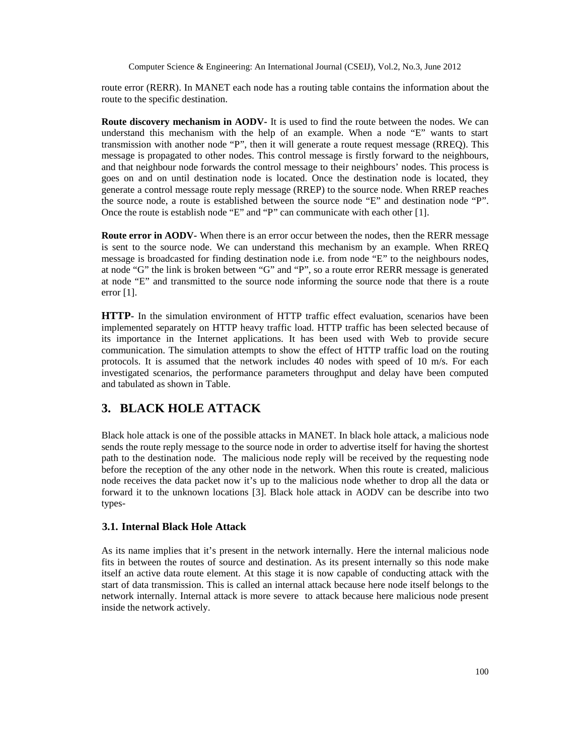route error (RERR). In MANET each node has a routing table contains the information about the route to the specific destination.

**Route discovery mechanism in AODV-** It is used to find the route between the nodes. We can understand this mechanism with the help of an example. When a node "E" wants to start transmission with another node "P", then it will generate a route request message (RREQ). This message is propagated to other nodes. This control message is firstly forward to the neighbours, and that neighbour node forwards the control message to their neighbours' nodes. This process is goes on and on until destination node is located. Once the destination node is located, they generate a control message route reply message (RREP) to the source node. When RREP reaches the source node, a route is established between the source node "E" and destination node "P". Once the route is establish node "E" and "P" can communicate with each other [1].

**Route error in AODV-** When there is an error occur between the nodes, then the RERR message is sent to the source node. We can understand this mechanism by an example. When RREQ message is broadcasted for finding destination node i.e. from node "E" to the neighbours nodes, at node "G" the link is broken between "G" and "P", so a route error RERR message is generated at node "E" and transmitted to the source node informing the source node that there is a route error [1].

**HTTP-** In the simulation environment of HTTP traffic effect evaluation, scenarios have been implemented separately on HTTP heavy traffic load. HTTP traffic has been selected because of its importance in the Internet applications. It has been used with Web to provide secure communication. The simulation attempts to show the effect of HTTP traffic load on the routing protocols. It is assumed that the network includes 40 nodes with speed of 10 m/s. For each investigated scenarios, the performance parameters throughput and delay have been computed and tabulated as shown in Table.

## 3. BLACK HOLE ATTACK

Black hole attack is one of the possible attacks in MANET. In black hole attack, a malicious node sends the route reply message to the source node in order to advertise itself for having the shortest path to the destination node. The malicious node reply will be received by the requesting node before the reception of the any other node in the network. When this route is created, malicious node receives the data packet now it's up to the malicious node whether to drop all the data or forward it to the unknown locations [3]. Black hole attack in AODV can be describe into two types-

### 3.1. Internal Black Hole Attack

As its name implies that it's present in the network internally. Here the internal malicious node fits in between the routes of source and destination. As its present internally so this node make itself an active data route element. At this stage it is now capable of conducting attack with the start of data transmission. This is called an internal attack because here node itself belongs to the network internally. Internal attack is more severe to attack because here malicious node present inside the network actively.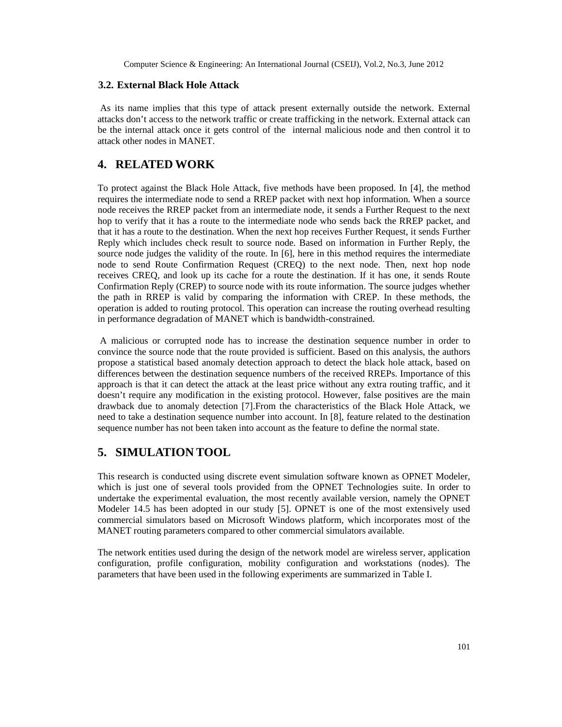### 3.2. External Black Hole Attack

As its name implies that this type of attack present externally outside the network. External attacks don't access to the network traffic or create trafficking in the network. External attack can be the internal attack once it gets control of the internal malicious node and then control it to attack other nodes in MANET.

## 4. RELATED WORK

To protect against the Black Hole Attack, five methods have been proposed. In [4], the method requires the intermediate node to send a RREP packet with next hop information. When a source node receives the RREP packet from an intermediate node, it sends a Further Request to the next hop to verify that it has a route to the intermediate node who sends back the RREP packet, and that it has a route to the destination. When the next hop receives Further Request, it sends Further Reply which includes check result to source node. Based on information in Further Reply, the source node judges the validity of the route. In [6], here in this method requires the intermediate node to send Route Confirmation Request (CREQ) to the next node. Then, next hop node receives CREQ, and look up its cache for a route the destination. If it has one, it sends Route Confirmation Reply (CREP) to source node with its route information. The source judges whether the path in RREP is valid by comparing the information with CREP. In these methods, the operation is added to routing protocol. This operation can increase the routing overhead resulting in performance degradation of MANET which is bandwidth-constrained.

A malicious or corrupted node has to increase the destination sequence number in order to convince the source node that the route provided is sufficient. Based on this analysis, the authors propose a statistical based anomaly detection approach to detect the black hole attack, based on differences between the destination sequence numbers of the received RREPs. Importance of this approach is that it can detect the attack at the least price without any extra routing traffic, and it doesn't require any modification in the existing protocol. However, false positives are the main drawback due to anomaly detection [7].From the characteristics of the Black Hole Attack, we need to take a destination sequence number into account. In [8], feature related to the destination sequence number has not been taken into account as the feature to define the normal state.

## 5. SIMULATION TOOL

This research is conducted using discrete event simulation software known as OPNET Modeler, which is just one of several tools provided from the OPNET Technologies suite. In order to undertake the experimental evaluation, the most recently available version, namely the OPNET Modeler 14.5 has been adopted in our study [5]. OPNET is one of the most extensively used commercial simulators based on Microsoft Windows platform, which incorporates most of the MANET routing parameters compared to other commercial simulators available.

The network entities used during the design of the network model are wireless server, application configuration, profile configuration, mobility configuration and workstations (nodes). The parameters that have been used in the following experiments are summarized in Table I.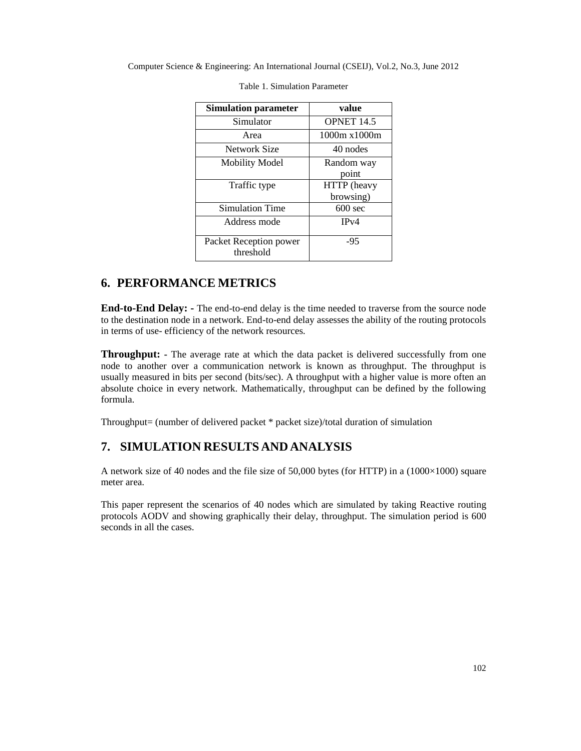Table 1. Simulation Parameter

| Simulation parameter | value |
| --- | --- |
| Simulator | OPNET 14.5 |
| Area | 1000m x1000m |
| Network Size | 40 nodes |
| Mobility Model | Random way point |
| Traffic type | HTTP (heavy browsing) |
| Simulation Time | 600 sec |
| Address mode | IPv4 |
| Packet Reception power threshold | -95 |

## 6. PERFORMANCE METRICS

**End-to-End Delay: -** The end-to-end delay is the time needed to traverse from the source node to the destination node in a network. End-to-end delay assesses the ability of the routing protocols in terms of use- efficiency of the network resources.

**Throughput:** - The average rate at which the data packet is delivered successfully from one node to another over a communication network is known as throughput. The throughput is usually measured in bits per second (bits/sec). A throughput with a higher value is more often an absolute choice in every network. Mathematically, throughput can be defined by the following formula.

Throughput= (number of delivered packet * packet size)/total duration of simulation

## 7. SIMULATION RESULTS AND ANALYSIS

A network size of 40 nodes and the file size of 50,000 bytes (for HTTP) in a (1000×1000) square meter area.

This paper represent the scenarios of 40 nodes which are simulated by taking Reactive routing protocols AODV and showing graphically their delay, throughput. The simulation period is 600 seconds in all the cases.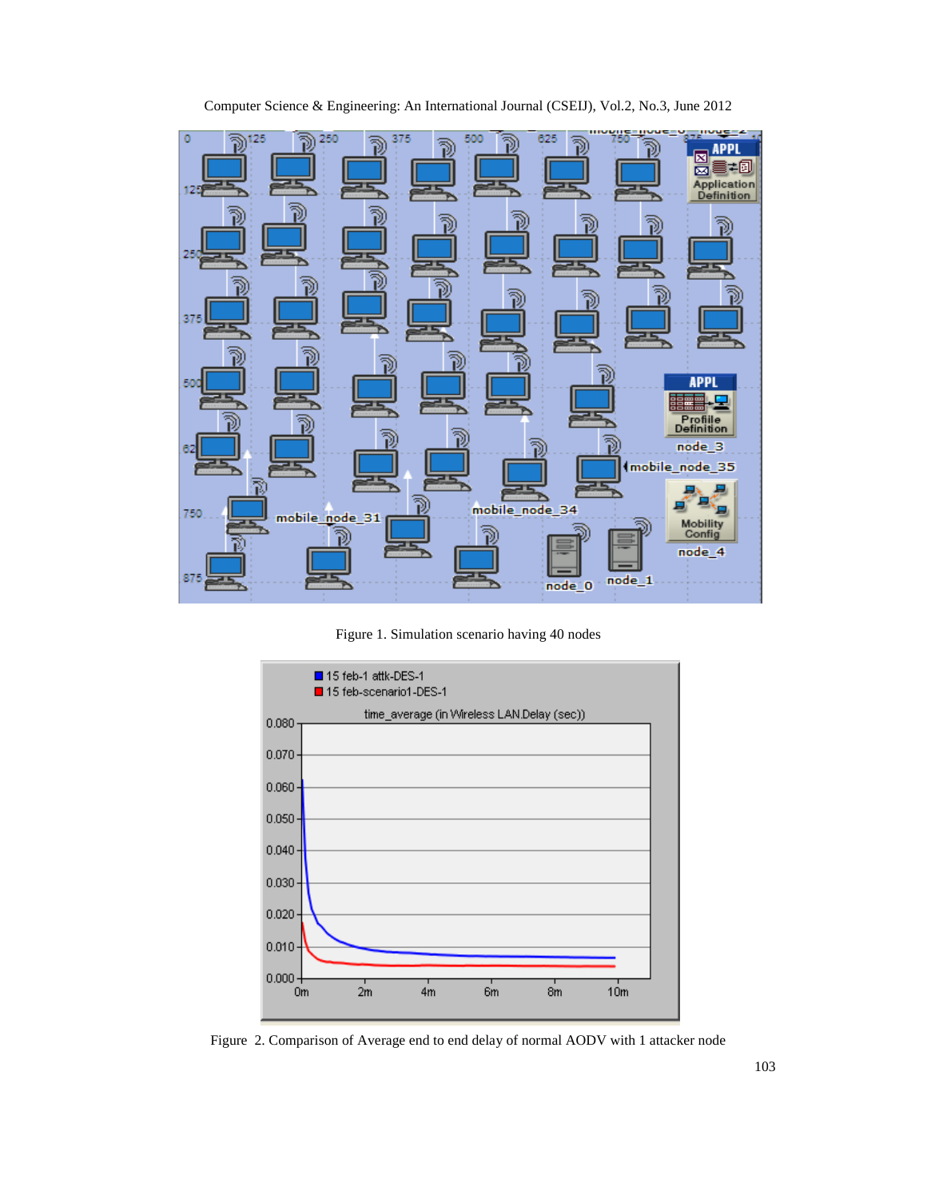Figure 1. Simulation scenario having 40 nodes

Figure 2. Comparison of Average end to end delay of normal AODV with 1 attacker node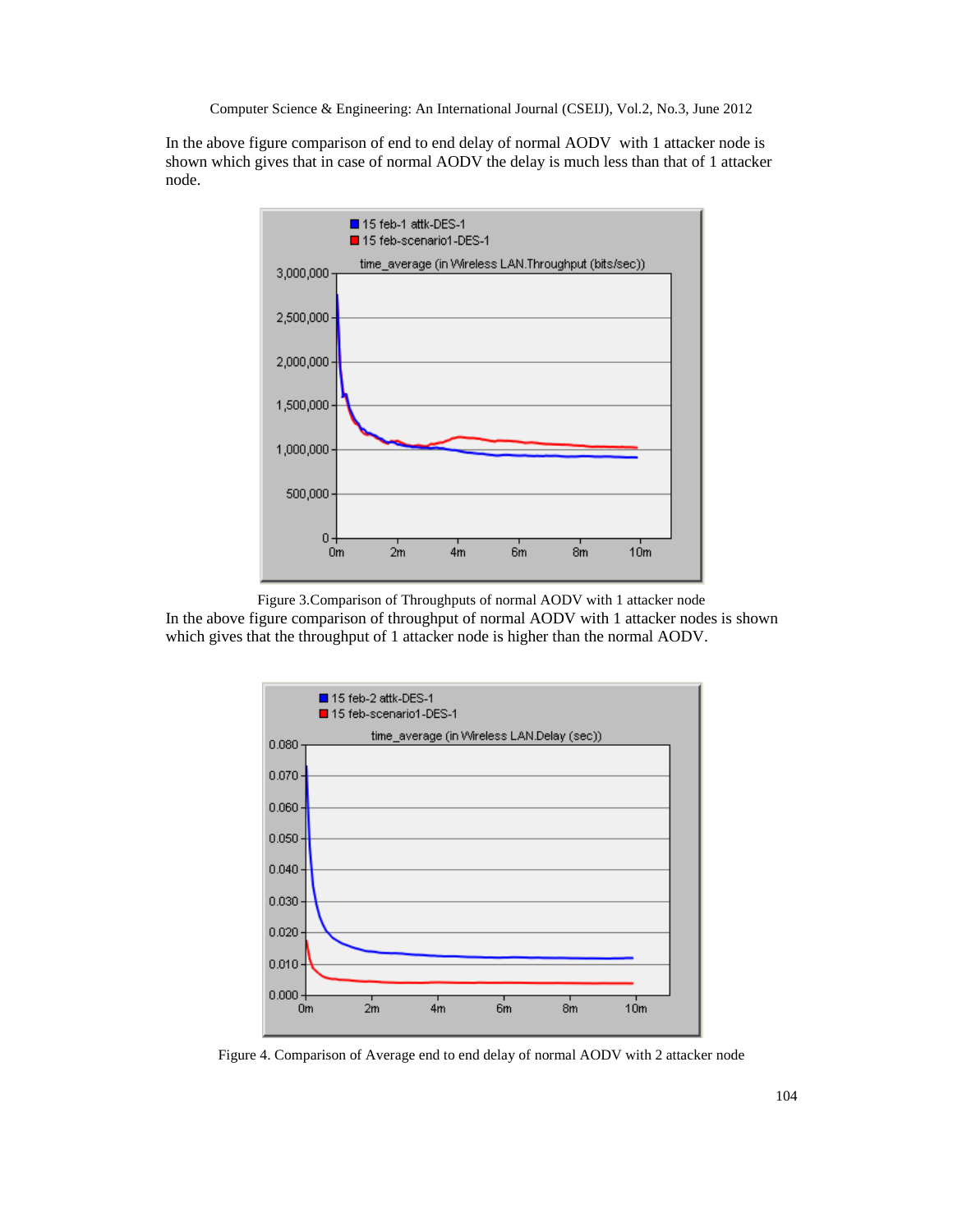In the above figure comparison of end to end delay of normal AODV with 1 attacker node is shown which gives that in case of normal AODV the delay is much less than that of 1 attacker node.

Figure 3.Comparison of Throughputs of normal AODV with 1 attacker node

In the above figure comparison of throughput of normal AODV with 1 attacker nodes is shown which gives that the throughput of 1 attacker node is higher than the normal AODV.

Figure 4. Comparison of Average end to end delay of normal AODV with 2 attacker node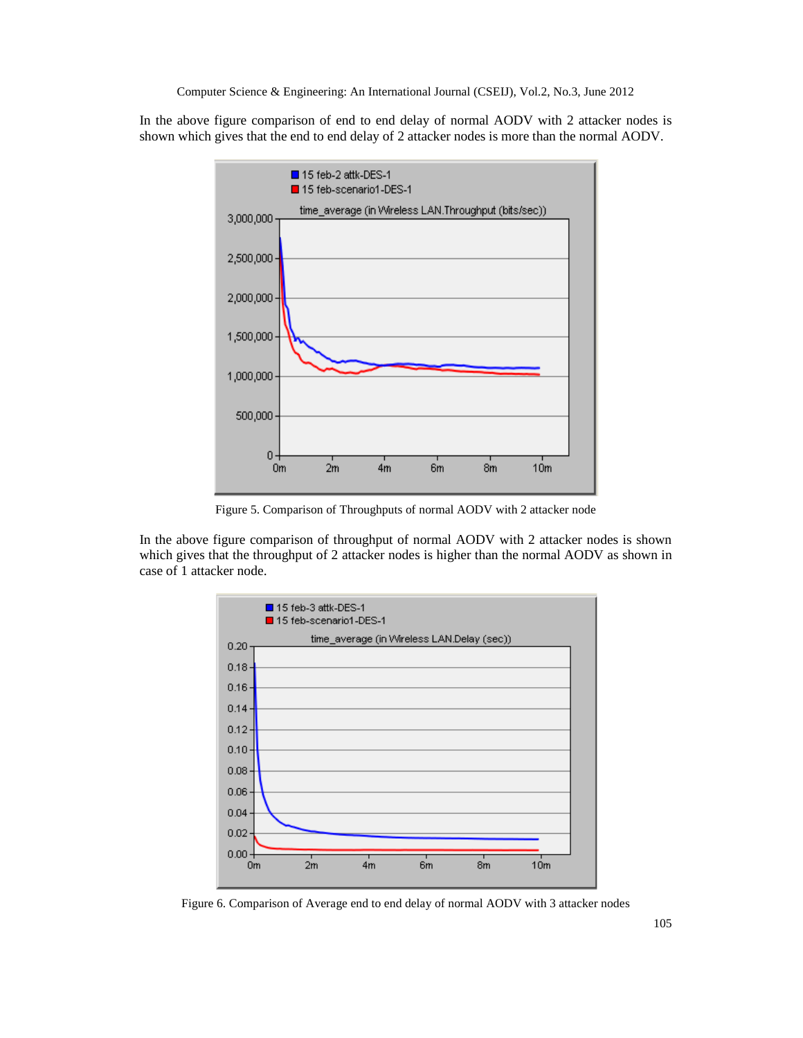In the above figure comparison of end to end delay of normal AODV with 2 attacker nodes is shown which gives that the end to end delay of 2 attacker nodes is more than the normal AODV.

Figure 5. Comparison of Throughputs of normal AODV with 2 attacker node

In the above figure comparison of throughput of normal AODV with 2 attacker nodes is shown which gives that the throughput of 2 attacker nodes is higher than the normal AODV as shown in case of 1 attacker node.

Figure 6. Comparison of Average end to end delay of normal AODV with 3 attacker nodes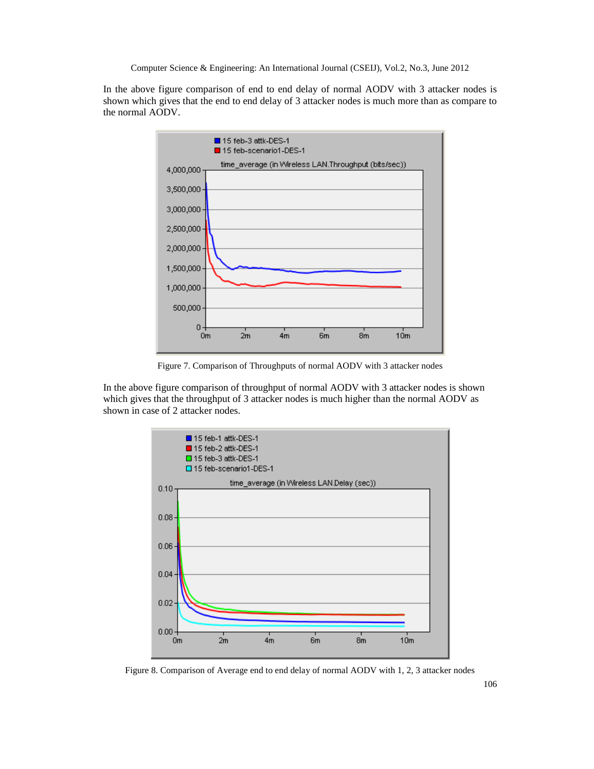In the above figure comparison of end to end delay of normal AODV with 3 attacker nodes is shown which gives that the end to end delay of 3 attacker nodes is much more than as compare to the normal AODV.

Figure 7. Comparison of Throughputs of normal AODV with 3 attacker nodes

In the above figure comparison of throughput of normal AODV with 3 attacker nodes is shown which gives that the throughput of 3 attacker nodes is much higher than the normal AODV as shown in case of 2 attacker nodes.

Figure 8. Comparison of Average end to end delay of normal AODV with 1, 2, 3 attacker nodes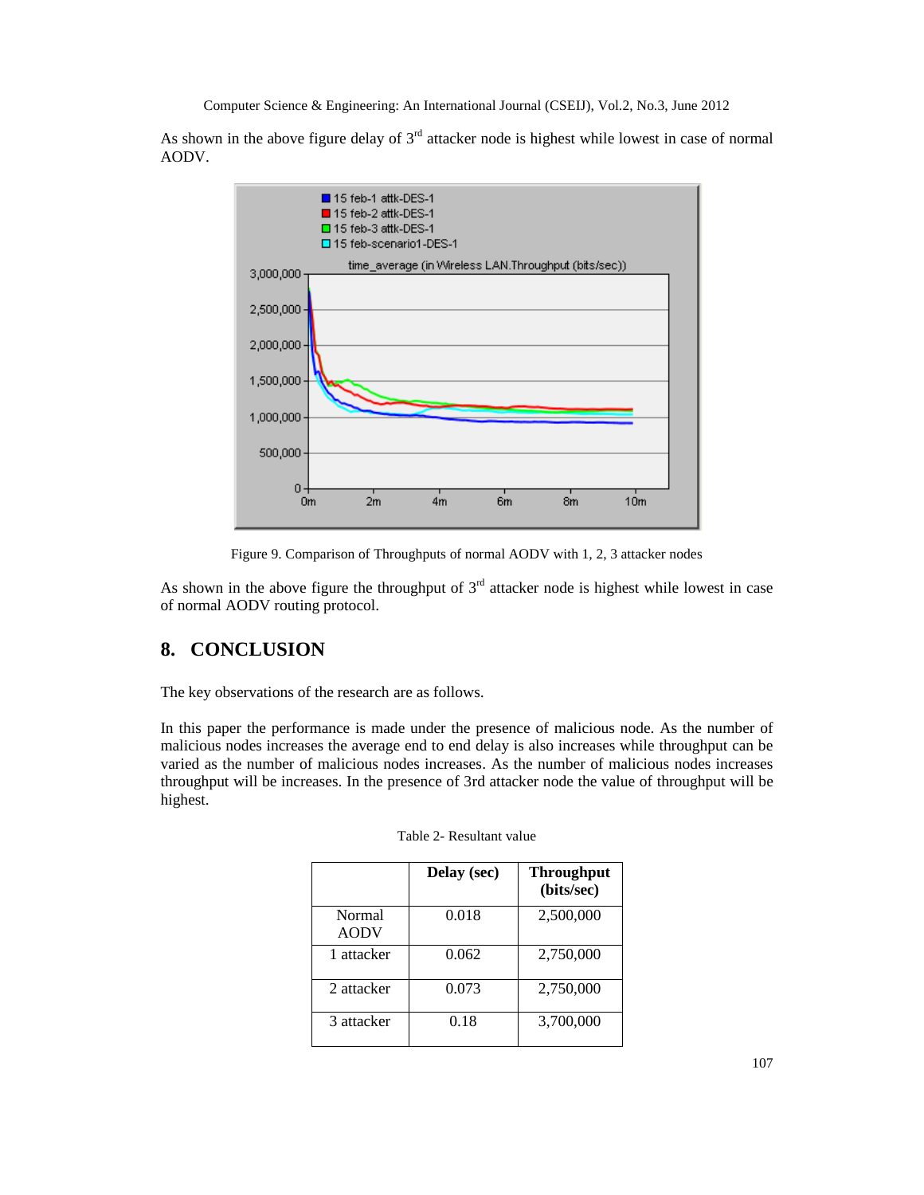As shown in the above figure delay of 3rd attacker node is highest while lowest in case of normal AODV.

Figure 9. Comparison of Throughputs of normal AODV with 1, 2, 3 attacker nodes

As shown in the above figure the throughput of 3rd attacker node is highest while lowest in case of normal AODV routing protocol.

## 8. CONCLUSION

The key observations of the research are as follows.

In this paper the performance is made under the presence of malicious node. As the number of malicious nodes increases the average end to end delay is also increases while throughput can be varied as the number of malicious nodes increases. As the number of malicious nodes increases throughput will be increases. In the presence of 3rd attacker node the value of throughput will be highest.

Table 2- Resultant value

| | Delay (sec) | Throughput (bits/sec) |
|---|---|---|
| Normal AODV | 0.018 | 2,500,000 |
| 1 attacker | 0.062 | 2,750,000 |
| 2 attacker | 0.073 | 2,750,000 |
| 3 attacker | 0.18 | 3,700,000 |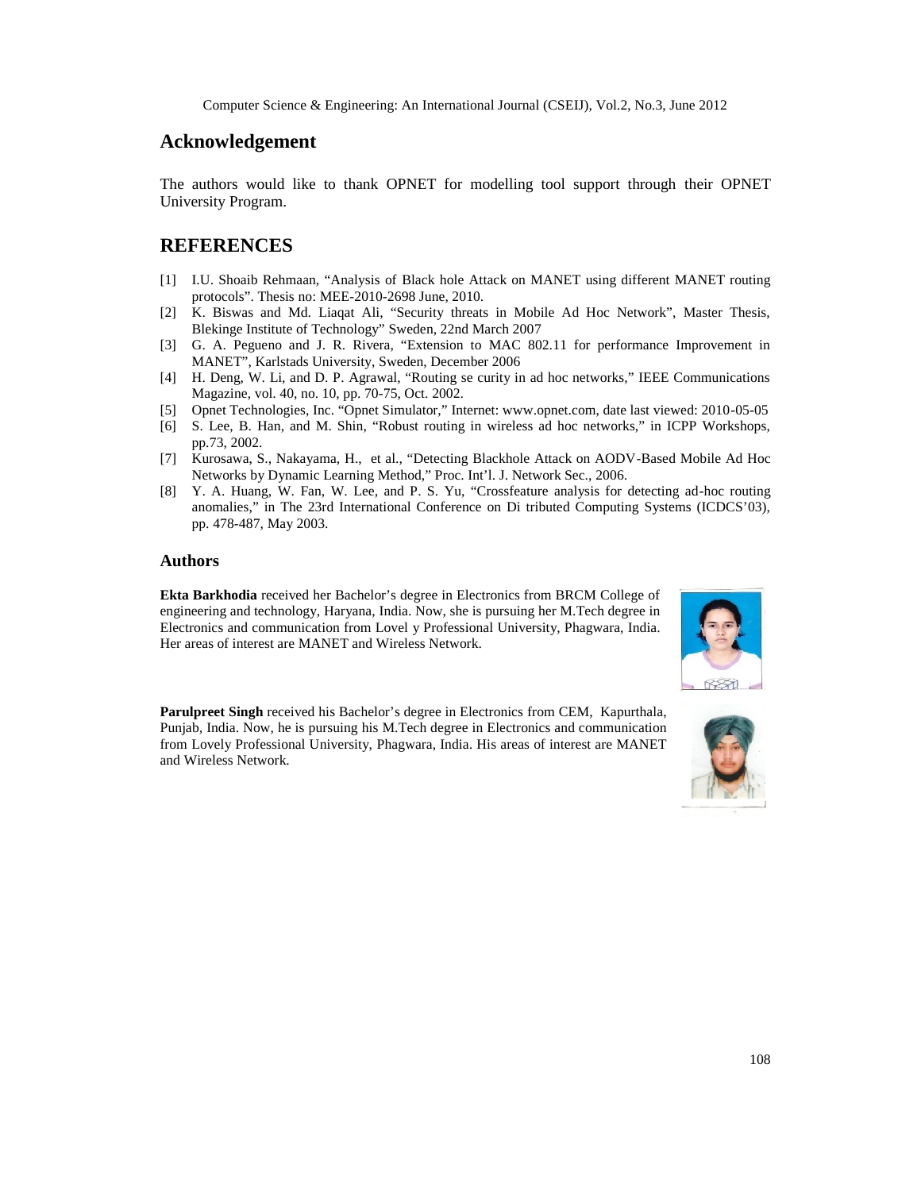## Acknowledgement

The authors would like to thank OPNET for modelling tool support through their OPNET University Program.

## REFERENCES

[1] I.U. Shoaib Rehmaan, "Analysis of Black hole Attack on MANET using different MANET routing protocols". Thesis no: MEE-2010-2698 June, 2010.

[2] K. Biswas and Md. Liaqat Ali, "Security threats in Mobile Ad Hoc Network", Master Thesis, Blekinge Institute of Technology" Sweden, 22nd March 2007

[3] G. A. Pegueno and J. R. Rivera, "Extension to MAC 802.11 for performance Improvement in MANET", Karlstads University, Sweden, December 2006

[4] H. Deng, W. Li, and D. P. Agrawal, "Routing se curity in ad hoc networks," IEEE Communications Magazine, vol. 40, no. 10, pp. 70-75, Oct. 2002.

[5] Opnet Technologies, Inc. "Opnet Simulator," Internet: www.opnet.com, date last viewed: 2010-05-05

[6] S. Lee, B. Han, and M. Shin, "Robust routing in wireless ad hoc networks," in ICPP Workshops, pp.73, 2002.

[7] Kurosawa, S., Nakayama, H., et al., "Detecting Blackhole Attack on AODV-Based Mobile Ad Hoc Networks by Dynamic Learning Method," Proc. Int'l. J. Network Sec., 2006.

[8] Y. A. Huang, W. Fan, W. Lee, and P. S. Yu, "Crossfeature analysis for detecting ad-hoc routing anomalies," in The 23rd International Conference on Di tributed Computing Systems (ICDCS'03), pp. 478-487, May 2003.

### Authors

**Ekta Barkhodia** received her Bachelor's degree in Electronics from BRCM College of engineering and technology, Haryana, India. Now, she is pursuing her M.Tech degree in Electronics and communication from Lovel y Professional University, Phagwara, India. Her areas of interest are MANET and Wireless Network.

**Parulpreet Singh** received his Bachelor's degree in Electronics from CEM, Kapurthala, Punjab, India. Now, he is pursuing his M.Tech degree in Electronics and communication from Lovely Professional University, Phagwara, India. His areas of interest are MANET and Wireless Network.